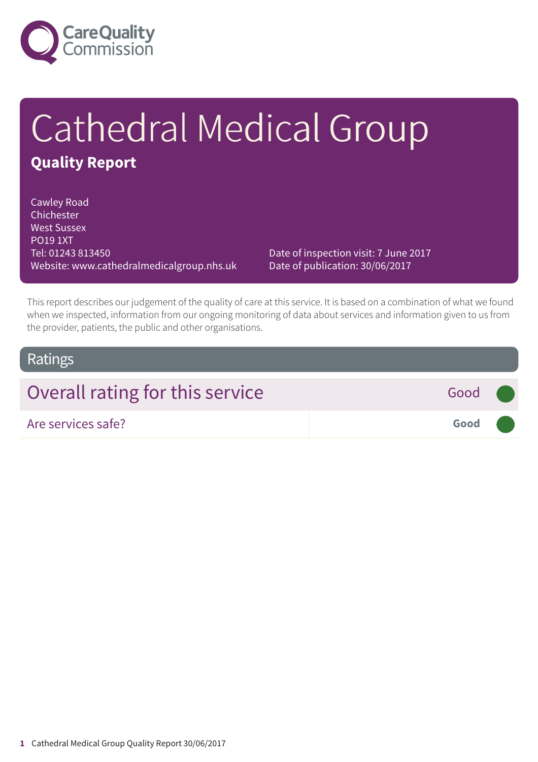Care Quality Commission

# Cathedral Medical Group

## Quality Report

Cawley Road
Chichester
West Sussex
PO19 1XT
Tel: 01243 813450
Website: www.cathedralmedicalgroup.nhs.uk

Date of inspection visit: 7 June 2017
Date of publication: 30/06/2017

This report describes our judgement of the quality of care at this service. It is based on a combination of what we found when we inspected, information from our ongoing monitoring of data about services and information given to us from the provider, patients, the public and other organisations.

## Ratings

| Overall rating for this service | Good |
|---|---|
| Are services safe? | **Good** |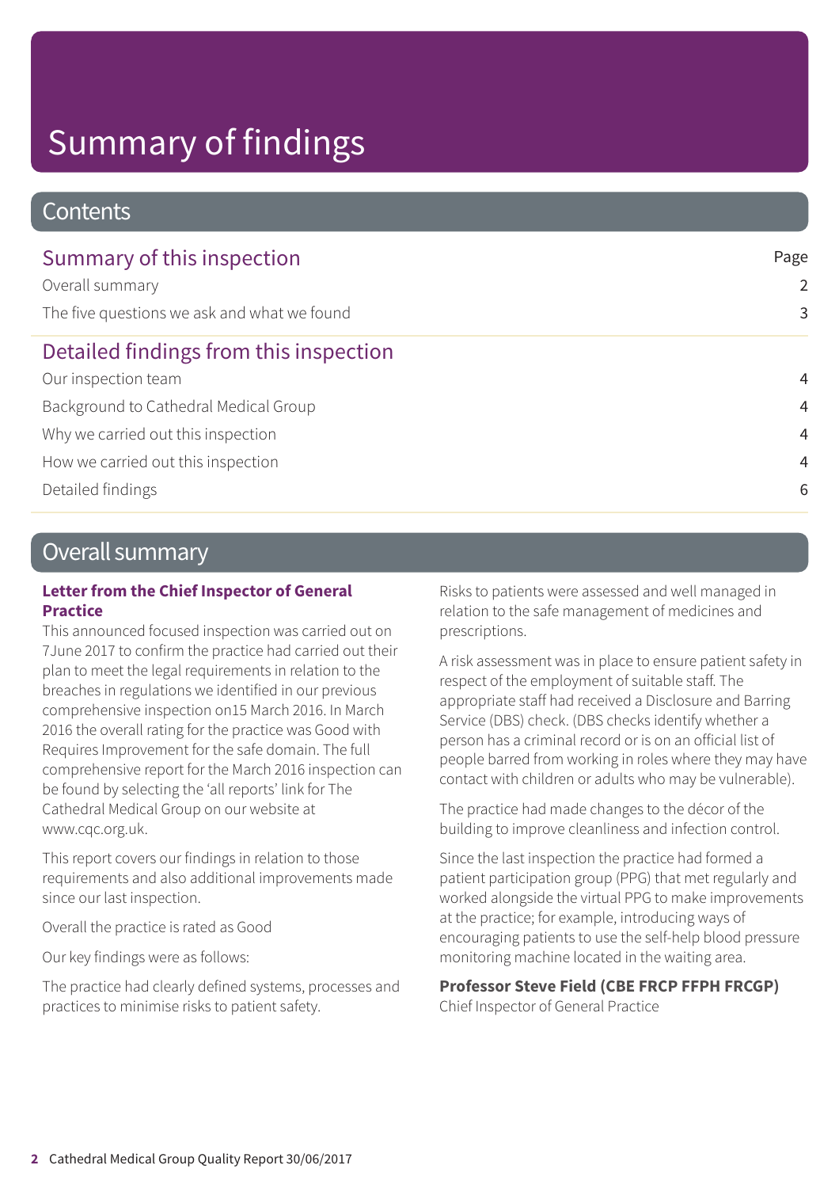# Summary of findings

## Contents

| Summary of this inspection | Page |
| --- | --- |
| Overall summary | 2 |
| The five questions we ask and what we found | 3 |
| **Detailed findings from this inspection** | |
| Our inspection team | 4 |
| Background to Cathedral Medical Group | 4 |
| Why we carried out this inspection | 4 |
| How we carried out this inspection | 4 |
| Detailed findings | 6 |

## Overall summary

**Letter from the Chief Inspector of General Practice**

This announced focused inspection was carried out on 7June 2017 to confirm the practice had carried out their plan to meet the legal requirements in relation to the breaches in regulations we identified in our previous comprehensive inspection on15 March 2016. In March 2016 the overall rating for the practice was Good with Requires Improvement for the safe domain. The full comprehensive report for the March 2016 inspection can be found by selecting the 'all reports' link for The Cathedral Medical Group on our website at www.cqc.org.uk.

This report covers our findings in relation to those requirements and also additional improvements made since our last inspection.

Overall the practice is rated as Good

Our key findings were as follows:

The practice had clearly defined systems, processes and practices to minimise risks to patient safety.

Risks to patients were assessed and well managed in relation to the safe management of medicines and prescriptions.

A risk assessment was in place to ensure patient safety in respect of the employment of suitable staff. The appropriate staff had received a Disclosure and Barring Service (DBS) check. (DBS checks identify whether a person has a criminal record or is on an official list of people barred from working in roles where they may have contact with children or adults who may be vulnerable).

The practice had made changes to the décor of the building to improve cleanliness and infection control.

Since the last inspection the practice had formed a patient participation group (PPG) that met regularly and worked alongside the virtual PPG to make improvements at the practice; for example, introducing ways of encouraging patients to use the self-help blood pressure monitoring machine located in the waiting area.

**Professor Steve Field (CBE FRCP FFPH FRCGP)**
Chief Inspector of General Practice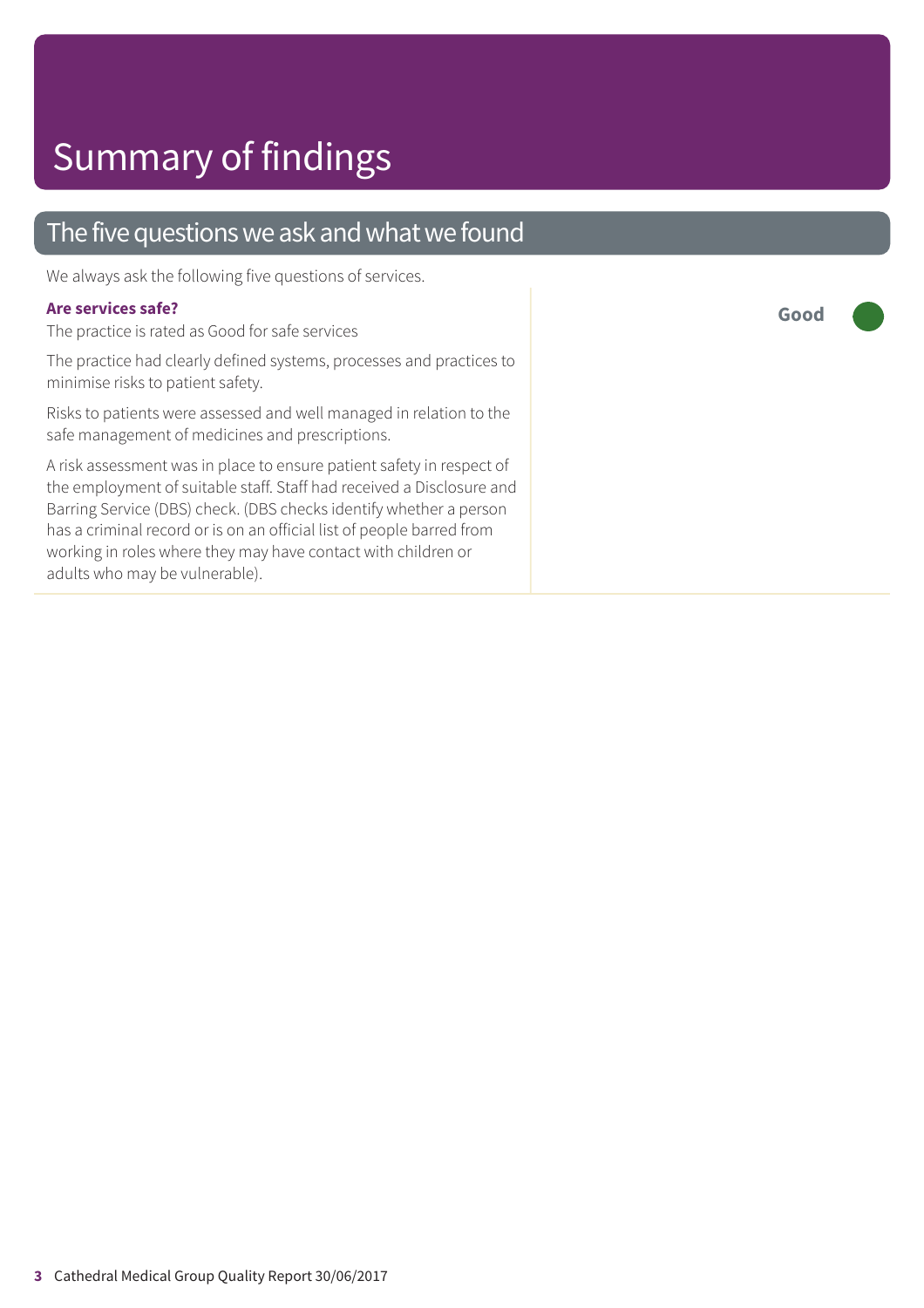# Summary of findings

## The five questions we ask and what we found

We always ask the following five questions of services.

### Are services safe?

**Good**

The practice is rated as Good for safe services

The practice had clearly defined systems, processes and practices to minimise risks to patient safety.

Risks to patients were assessed and well managed in relation to the safe management of medicines and prescriptions.

A risk assessment was in place to ensure patient safety in respect of the employment of suitable staff. Staff had received a Disclosure and Barring Service (DBS) check. (DBS checks identify whether a person has a criminal record or is on an official list of people barred from working in roles where they may have contact with children or adults who may be vulnerable).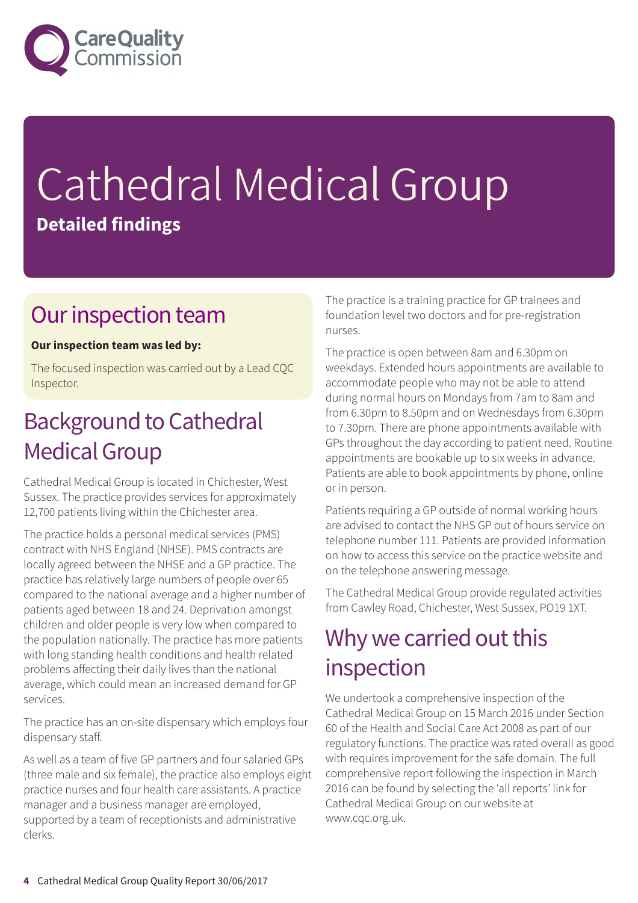# Cathedral Medical Group

**Detailed findings**

## Our inspection team

**Our inspection team was led by:**

The focused inspection was carried out by a Lead CQC Inspector.

## Background to Cathedral Medical Group

Cathedral Medical Group is located in Chichester, West Sussex. The practice provides services for approximately 12,700 patients living within the Chichester area.

The practice holds a personal medical services (PMS) contract with NHS England (NHSE). PMS contracts are locally agreed between the NHSE and a GP practice. The practice has relatively large numbers of people over 65 compared to the national average and a higher number of patients aged between 18 and 24. Deprivation amongst children and older people is very low when compared to the population nationally. The practice has more patients with long standing health conditions and health related problems affecting their daily lives than the national average, which could mean an increased demand for GP services.

The practice has an on-site dispensary which employs four dispensary staff.

As well as a team of five GP partners and four salaried GPs (three male and six female), the practice also employs eight practice nurses and four health care assistants. A practice manager and a business manager are employed, supported by a team of receptionists and administrative clerks.

The practice is a training practice for GP trainees and foundation level two doctors and for pre-registration nurses.

The practice is open between 8am and 6.30pm on weekdays. Extended hours appointments are available to accommodate people who may not be able to attend during normal hours on Mondays from 7am to 8am and from 6.30pm to 8.50pm and on Wednesdays from 6.30pm to 7.30pm. There are phone appointments available with GPs throughout the day according to patient need. Routine appointments are bookable up to six weeks in advance. Patients are able to book appointments by phone, online or in person.

Patients requiring a GP outside of normal working hours are advised to contact the NHS GP out of hours service on telephone number 111. Patients are provided information on how to access this service on the practice website and on the telephone answering message.

The Cathedral Medical Group provide regulated activities from Cawley Road, Chichester, West Sussex, PO19 1XT.

## Why we carried out this inspection

We undertook a comprehensive inspection of the Cathedral Medical Group on 15 March 2016 under Section 60 of the Health and Social Care Act 2008 as part of our regulatory functions. The practice was rated overall as good with requires improvement for the safe domain. The full comprehensive report following the inspection in March 2016 can be found by selecting the 'all reports' link for Cathedral Medical Group on our website at www.cqc.org.uk.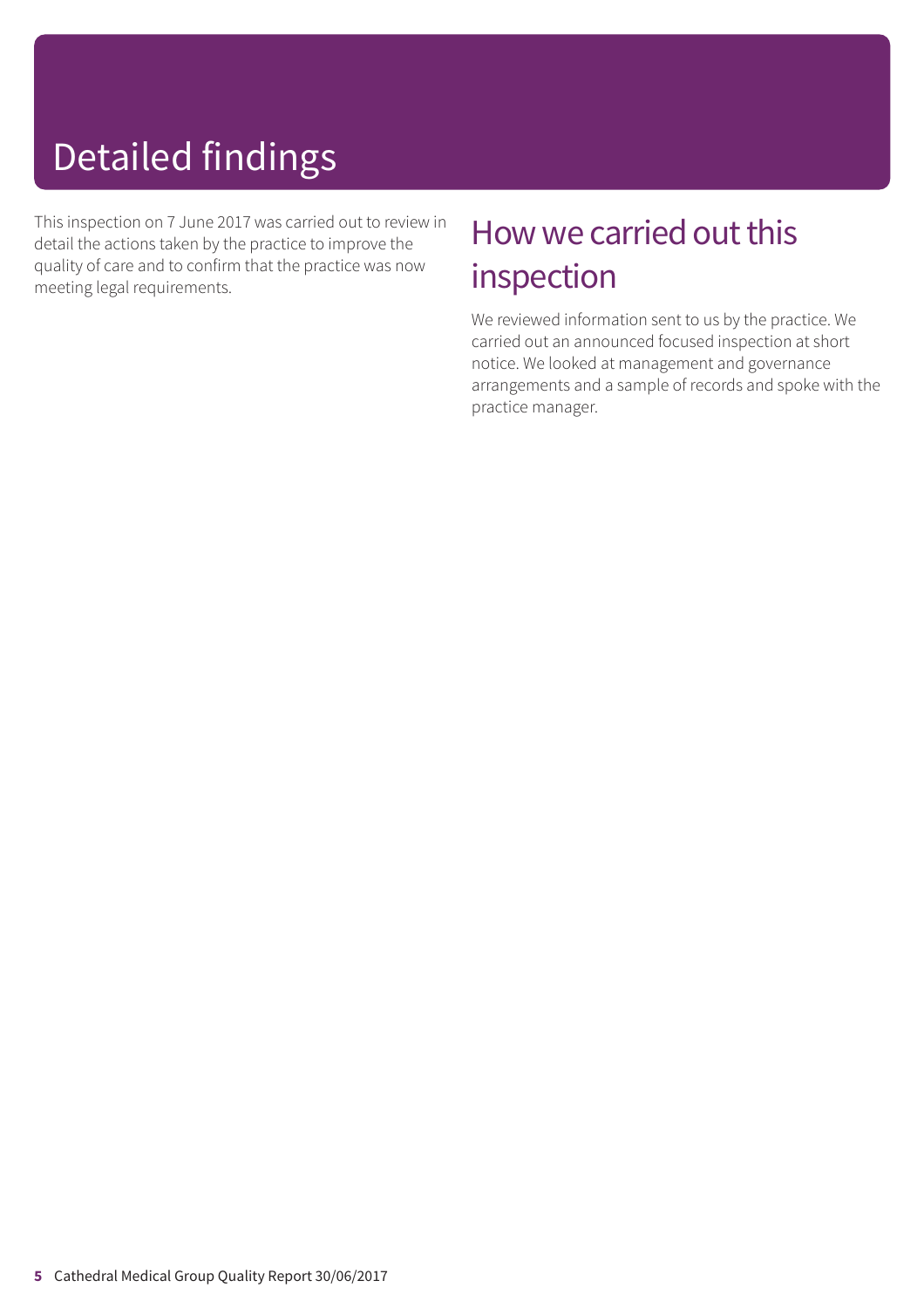# Detailed findings

This inspection on 7 June 2017 was carried out to review in detail the actions taken by the practice to improve the quality of care and to confirm that the practice was now meeting legal requirements.

## How we carried out this inspection

We reviewed information sent to us by the practice. We carried out an announced focused inspection at short notice. We looked at management and governance arrangements and a sample of records and spoke with the practice manager.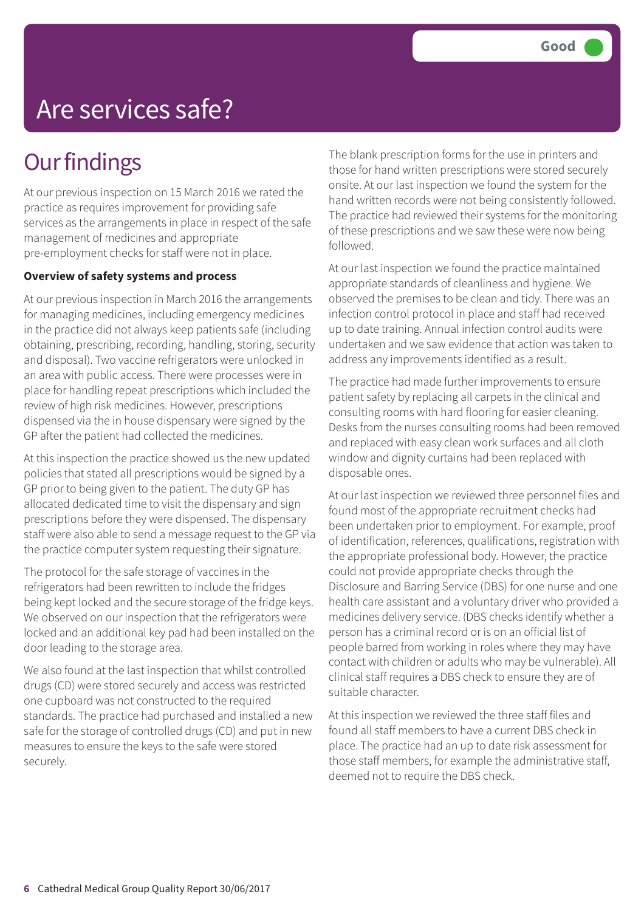Good

# Are services safe?

## Our findings

At our previous inspection on 15 March 2016 we rated the practice as requires improvement for providing safe services as the arrangements in place in respect of the safe management of medicines and appropriate pre-employment checks for staff were not in place.

**Overview of safety systems and process**

At our previous inspection in March 2016 the arrangements for managing medicines, including emergency medicines in the practice did not always keep patients safe (including obtaining, prescribing, recording, handling, storing, security and disposal). Two vaccine refrigerators were unlocked in an area with public access. There were processes were in place for handling repeat prescriptions which included the review of high risk medicines. However, prescriptions dispensed via the in house dispensary were signed by the GP after the patient had collected the medicines.

At this inspection the practice showed us the new updated policies that stated all prescriptions would be signed by a GP prior to being given to the patient. The duty GP has allocated dedicated time to visit the dispensary and sign prescriptions before they were dispensed. The dispensary staff were also able to send a message request to the GP via the practice computer system requesting their signature.

The protocol for the safe storage of vaccines in the refrigerators had been rewritten to include the fridges being kept locked and the secure storage of the fridge keys. We observed on our inspection that the refrigerators were locked and an additional key pad had been installed on the door leading to the storage area.

We also found at the last inspection that whilst controlled drugs (CD) were stored securely and access was restricted one cupboard was not constructed to the required standards. The practice had purchased and installed a new safe for the storage of controlled drugs (CD) and put in new measures to ensure the keys to the safe were stored securely.

The blank prescription forms for the use in printers and those for hand written prescriptions were stored securely onsite. At our last inspection we found the system for the hand written records were not being consistently followed. The practice had reviewed their systems for the monitoring of these prescriptions and we saw these were now being followed.

At our last inspection we found the practice maintained appropriate standards of cleanliness and hygiene. We observed the premises to be clean and tidy. There was an infection control protocol in place and staff had received up to date training. Annual infection control audits were undertaken and we saw evidence that action was taken to address any improvements identified as a result.

The practice had made further improvements to ensure patient safety by replacing all carpets in the clinical and consulting rooms with hard flooring for easier cleaning. Desks from the nurses consulting rooms had been removed and replaced with easy clean work surfaces and all cloth window and dignity curtains had been replaced with disposable ones.

At our last inspection we reviewed three personnel files and found most of the appropriate recruitment checks had been undertaken prior to employment. For example, proof of identification, references, qualifications, registration with the appropriate professional body. However, the practice could not provide appropriate checks through the Disclosure and Barring Service (DBS) for one nurse and one health care assistant and a voluntary driver who provided a medicines delivery service. (DBS checks identify whether a person has a criminal record or is on an official list of people barred from working in roles where they may have contact with children or adults who may be vulnerable). All clinical staff requires a DBS check to ensure they are of suitable character.

At this inspection we reviewed the three staff files and found all staff members to have a current DBS check in place. The practice had an up to date risk assessment for those staff members, for example the administrative staff, deemed not to require the DBS check.